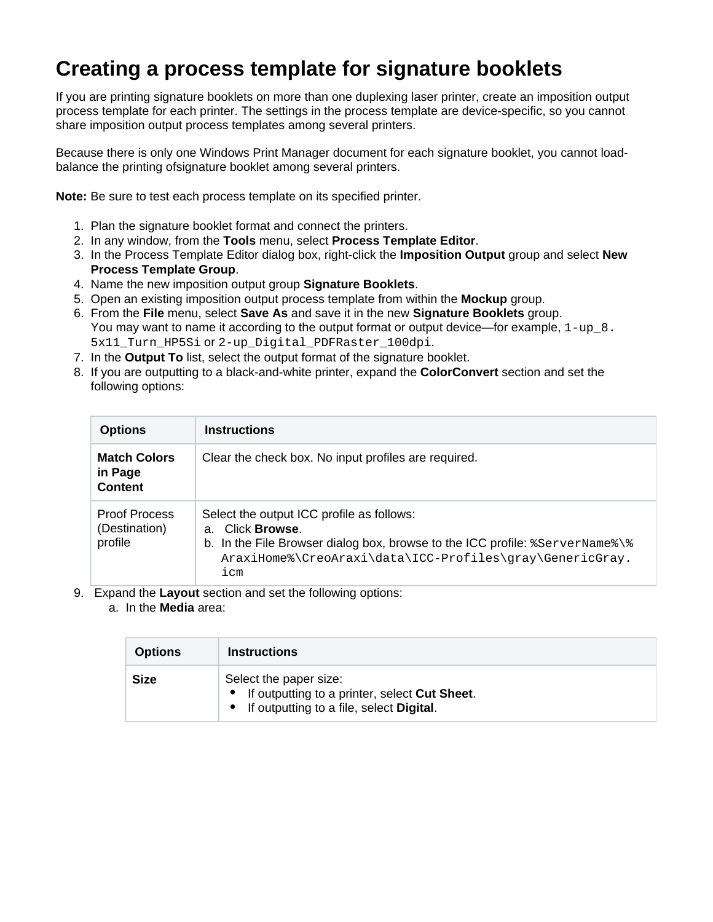# Creating a process template for signature booklets

If you are printing signature booklets on more than one duplexing laser printer, create an imposition output process template for each printer. The settings in the process template are device-specific, so you cannot share imposition output process templates among several printers.

Because there is only one Windows Print Manager document for each signature booklet, you cannot load-balance the printing ofsignature booklet among several printers.

**Note:** Be sure to test each process template on its specified printer.

1. Plan the signature booklet format and connect the printers.
2. In any window, from the **Tools** menu, select **Process Template Editor**.
3. In the Process Template Editor dialog box, right-click the **Imposition Output** group and select **New Process Template Group**.
4. Name the new imposition output group **Signature Booklets**.
5. Open an existing imposition output process template from within the **Mockup** group.
6. From the **File** menu, select **Save As** and save it in the new **Signature Booklets** group.
   You may want to name it according to the output format or output device—for example, `1-up_8.5x11_Turn_HP5Si` or `2-up_Digital_PDFRaster_100dpi`.
7. In the **Output To** list, select the output format of the signature booklet.
8. If you are outputting to a black-and-white printer, expand the **ColorConvert** section and set the following options:

| Options | Instructions |
|---|---|
| **Match Colors in Page Content** | Clear the check box. No input profiles are required. |
| Proof Process (Destination) profile | Select the output ICC profile as follows:<br>a. Click **Browse**.<br>b. In the File Browser dialog box, browse to the ICC profile: `%ServerName%\%AraxiHome%\CreoAraxi\data\ICC-Profiles\gray\GenericGray.icm` |

9. Expand the **Layout** section and set the following options:
   a. In the **Media** area:

| Options | Instructions |
|---|---|
| **Size** | Select the paper size:<br>• If outputting to a printer, select **Cut Sheet**.<br>• If outputting to a file, select **Digital**. |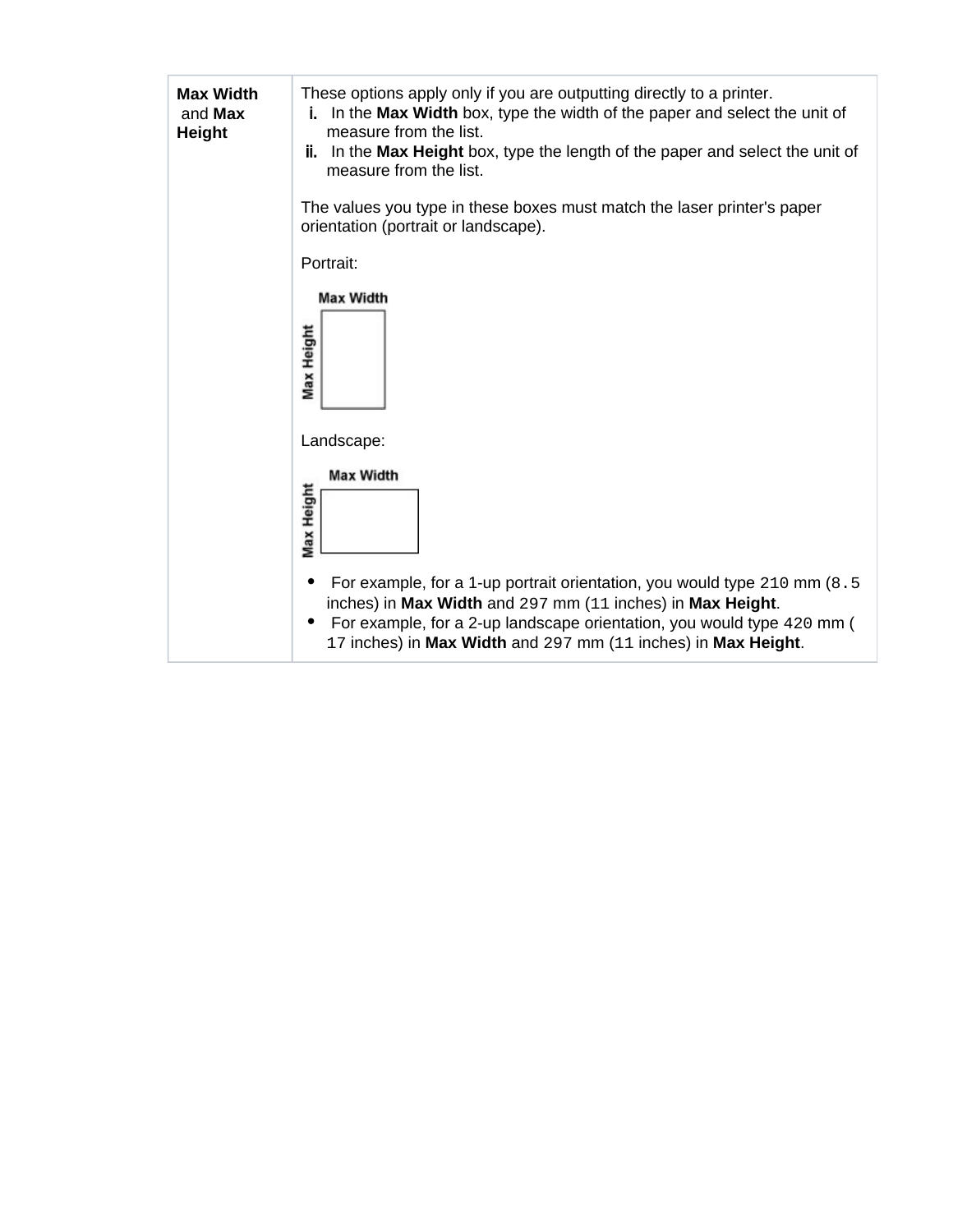| | |
|---|---|
| **Max Width** and **Max Height** | These options apply only if you are outputting directly to a printer.<br>i. In the **Max Width** box, type the width of the paper and select the unit of measure from the list.<br>ii. In the **Max Height** box, type the length of the paper and select the unit of measure from the list.<br><br>The values you type in these boxes must match the laser printer's paper orientation (portrait or landscape).<br><br>Portrait:<br><br>Max Width<br>Max Height<br><br>Landscape:<br><br>Max Width<br>Max Height<br><br>• For example, for a 1-up portrait orientation, you would type `210` mm (`8.5` inches) in **Max Width** and `297` mm (`11` inches) in **Max Height**.<br>• For example, for a 2-up landscape orientation, you would type `420` mm (`17` inches) in **Max Width** and `297` mm (`11` inches) in **Max Height**. |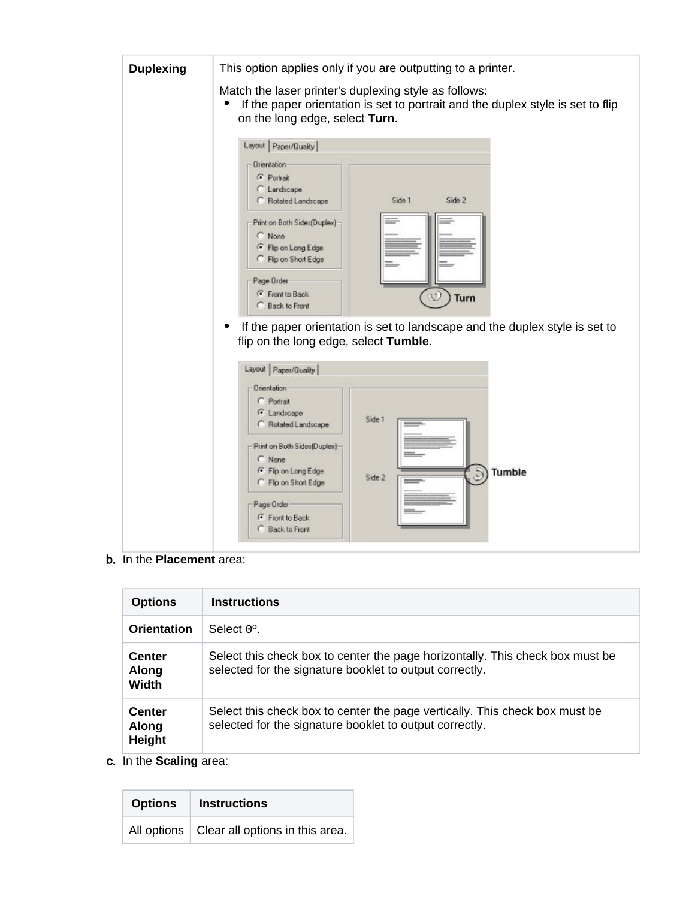| | |
|---|---|
| **Duplexing** | This option applies only if you are outputting to a printer.<br><br>Match the laser printer's duplexing style as follows:<br>• If the paper orientation is set to portrait and the duplex style is set to flip on the long edge, select **Turn**.<br><br>• If the paper orientation is set to landscape and the duplex style is set to flip on the long edge, select **Tumble**. |

b. In the **Placement** area:

| Options | Instructions |
|---|---|
| **Orientation** | Select `0`º. |
| **Center Along Width** | Select this check box to center the page horizontally. This check box must be selected for the signature booklet to output correctly. |
| **Center Along Height** | Select this check box to center the page vertically. This check box must be selected for the signature booklet to output correctly. |

c. In the **Scaling** area:

| Options | Instructions |
|---|---|
| All options | Clear all options in this area. |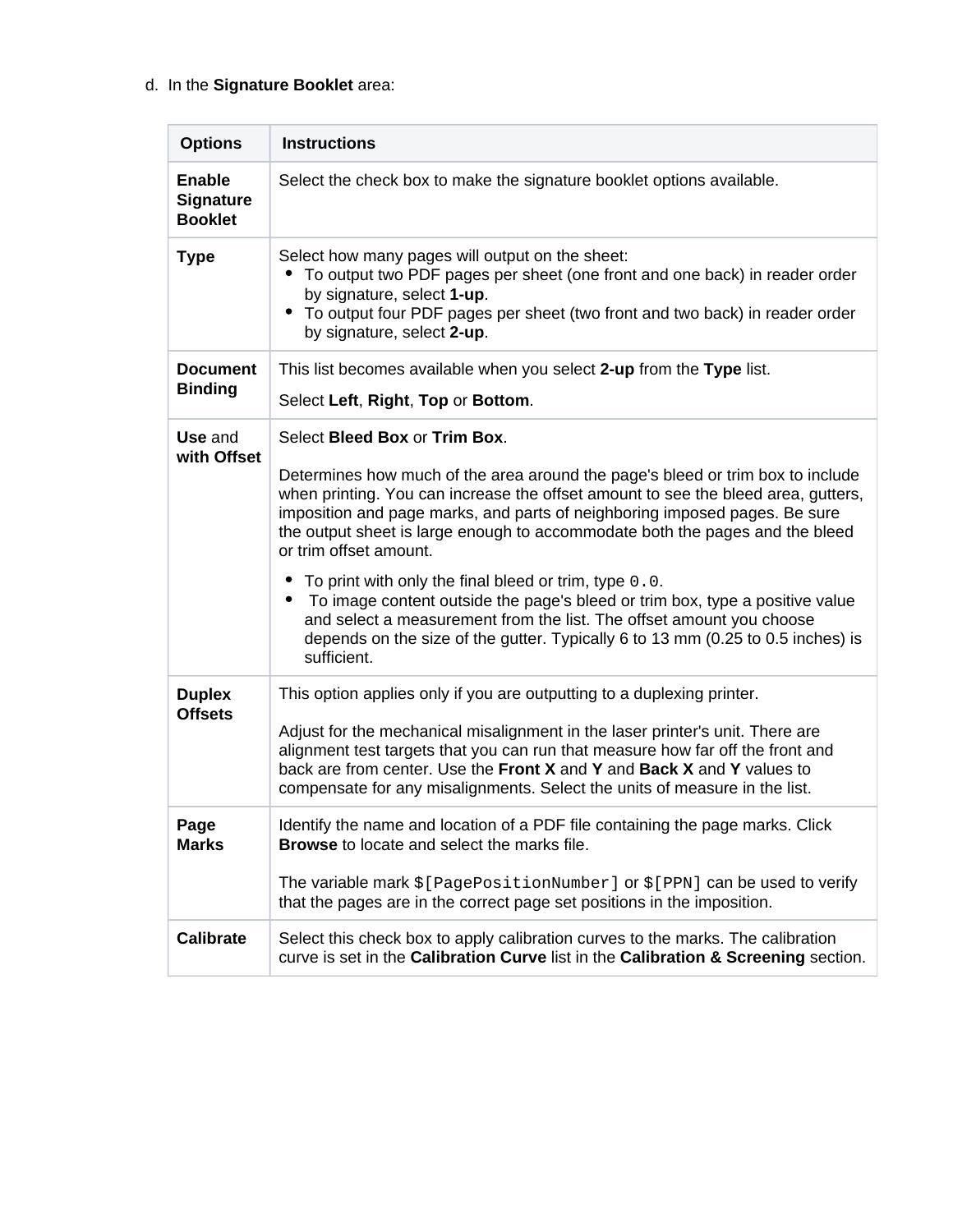d. In the **Signature Booklet** area:

| Options | Instructions |
| --- | --- |
| **Enable Signature Booklet** | Select the check box to make the signature booklet options available. |
| **Type** | Select how many pages will output on the sheet:<br>• To output two PDF pages per sheet (one front and one back) in reader order by signature, select **1-up**.<br>• To output four PDF pages per sheet (two front and two back) in reader order by signature, select **2-up**. |
| **Document Binding** | This list becomes available when you select **2-up** from the **Type** list.<br><br>Select **Left**, **Right**, **Top** or **Bottom**. |
| **Use** and **with Offset** | Select **Bleed Box** or **Trim Box**.<br><br>Determines how much of the area around the page's bleed or trim box to include when printing. You can increase the offset amount to see the bleed area, gutters, imposition and page marks, and parts of neighboring imposed pages. Be sure the output sheet is large enough to accommodate both the pages and the bleed or trim offset amount.<br><br>• To print with only the final bleed or trim, type `0.0`.<br>• To image content outside the page's bleed or trim box, type a positive value and select a measurement from the list. The offset amount you choose depends on the size of the gutter. Typically 6 to 13 mm (0.25 to 0.5 inches) is sufficient. |
| **Duplex Offsets** | This option applies only if you are outputting to a duplexing printer.<br><br>Adjust for the mechanical misalignment in the laser printer's unit. There are alignment test targets that you can run that measure how far off the front and back are from center. Use the **Front X** and **Y** and **Back X** and **Y** values to compensate for any misalignments. Select the units of measure in the list. |
| **Page Marks** | Identify the name and location of a PDF file containing the page marks. Click **Browse** to locate and select the marks file.<br><br>The variable mark `$[PagePositionNumber]` or `$[PPN]` can be used to verify that the pages are in the correct page set positions in the imposition. |
| **Calibrate** | Select this check box to apply calibration curves to the marks. The calibration curve is set in the **Calibration Curve** list in the **Calibration & Screening** section. |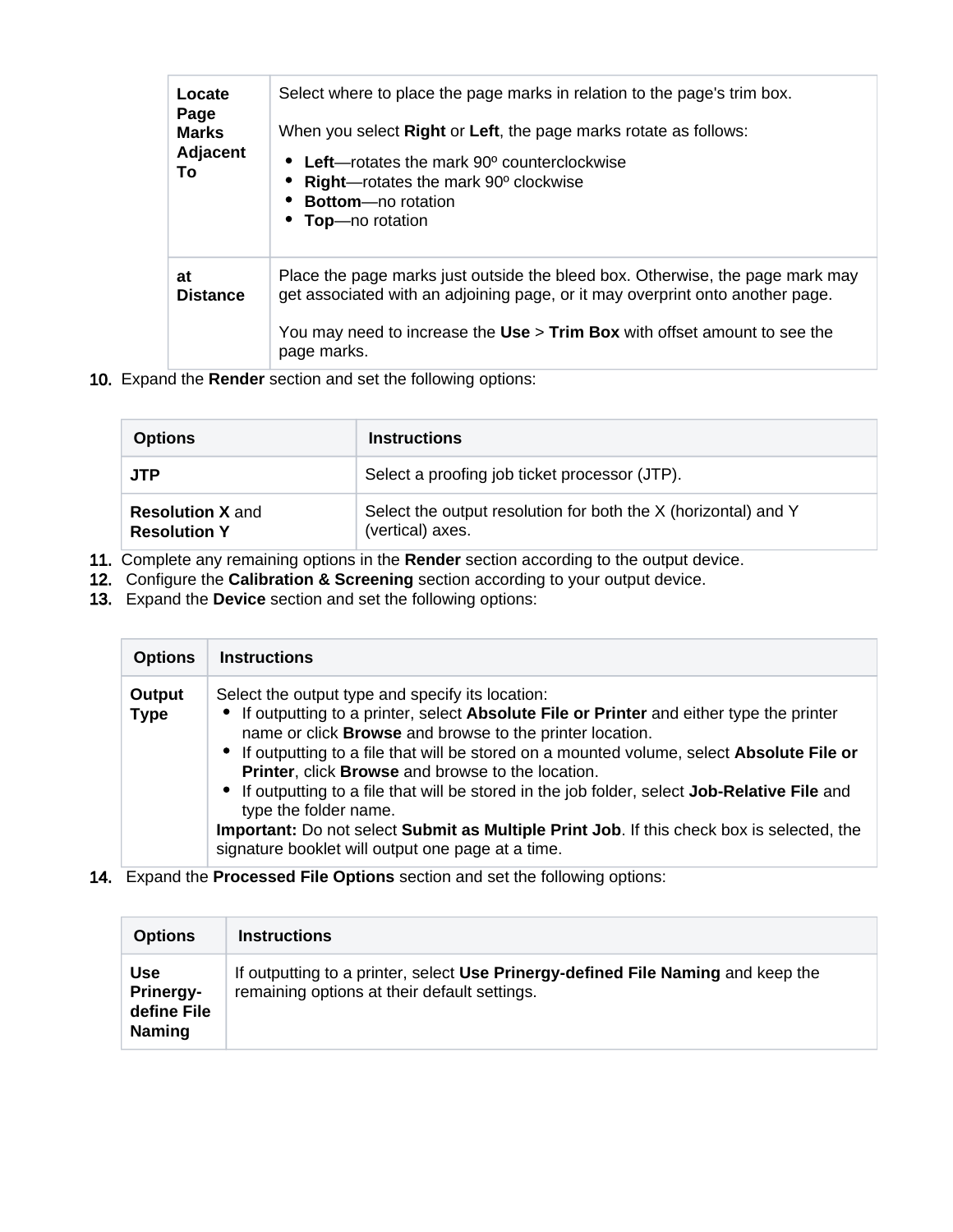| | |
|---|---|
| **Locate Page Marks Adjacent To** | Select where to place the page marks in relation to the page's trim box.<br><br>When you select **Right** or **Left**, the page marks rotate as follows:<br>• **Left**—rotates the mark 90º counterclockwise<br>• **Right**—rotates the mark 90º clockwise<br>• **Bottom**—no rotation<br>• **Top**—no rotation |
| **at Distance** | Place the page marks just outside the bleed box. Otherwise, the page mark may get associated with an adjoining page, or it may overprint onto another page.<br><br>You may need to increase the **Use** > **Trim Box** with offset amount to see the page marks. |

10. Expand the **Render** section and set the following options:

| Options | Instructions |
|---|---|
| **JTP** | Select a proofing job ticket processor (JTP). |
| **Resolution X** and **Resolution Y** | Select the output resolution for both the X (horizontal) and Y (vertical) axes. |

11. Complete any remaining options in the **Render** section according to the output device.
12. Configure the **Calibration & Screening** section according to your output device.
13. Expand the **Device** section and set the following options:

| Options | Instructions |
|---|---|
| **Output Type** | Select the output type and specify its location:<br>• If outputting to a printer, select **Absolute File or Printer** and either type the printer name or click **Browse** and browse to the printer location.<br>• If outputting to a file that will be stored on a mounted volume, select **Absolute File or Printer**, click **Browse** and browse to the location.<br>• If outputting to a file that will be stored in the job folder, select **Job-Relative File** and type the folder name.<br>**Important:** Do not select **Submit as Multiple Print Job**. If this check box is selected, the signature booklet will output one page at a time. |

14. Expand the **Processed File Options** section and set the following options:

| Options | Instructions |
|---|---|
| **Use Prinergy-define File Naming** | If outputting to a printer, select **Use Prinergy-defined File Naming** and keep the remaining options at their default settings. |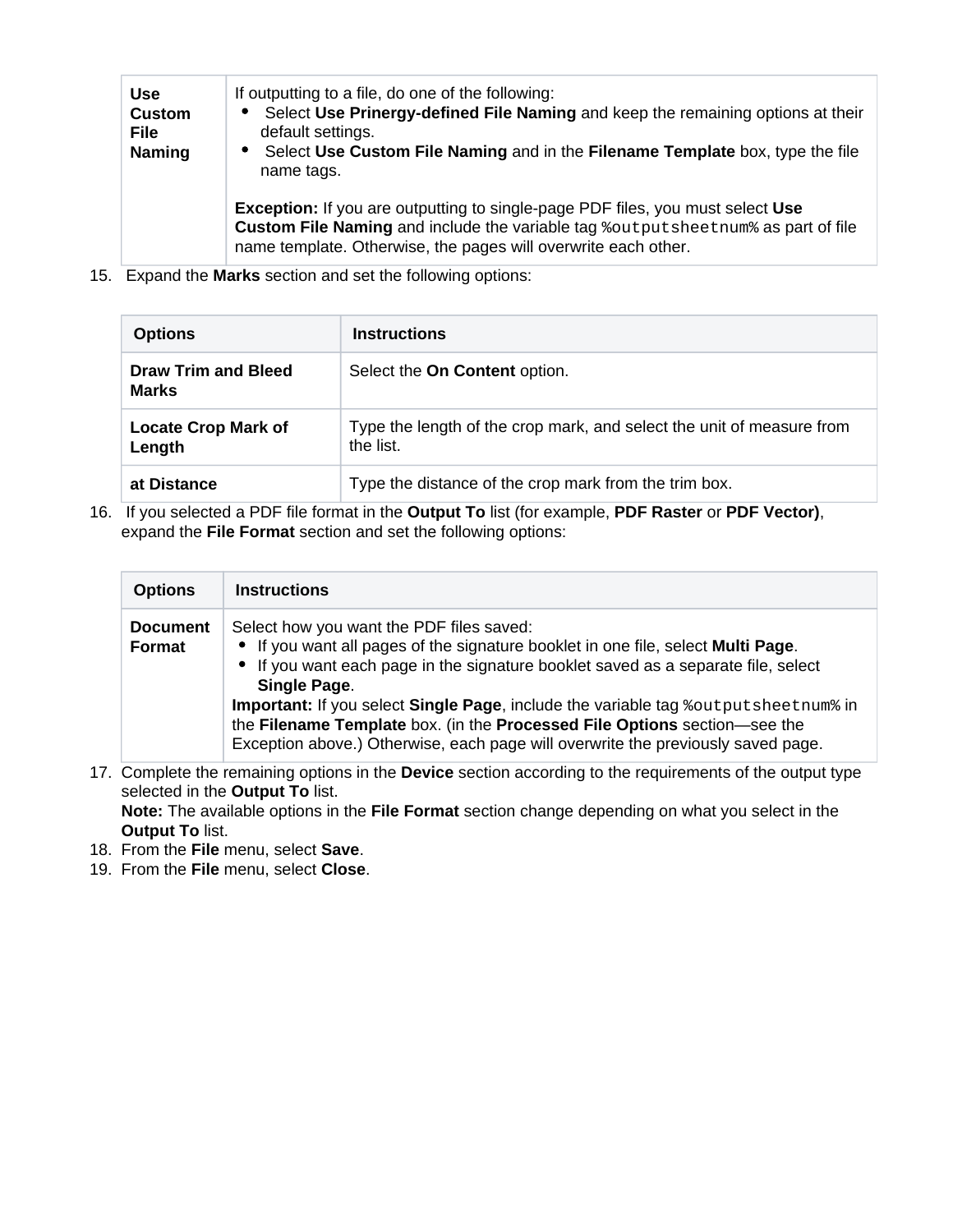| | |
|---|---|
| **Use Custom File Naming** | If outputting to a file, do one of the following:<br>• Select **Use Prinergy-defined File Naming** and keep the remaining options at their default settings.<br>• Select **Use Custom File Naming** and in the **Filename Template** box, type the file name tags.<br><br>**Exception:** If you are outputting to single-page PDF files, you must select **Use Custom File Naming** and include the variable tag `%outputsheetnum%` as part of file name template. Otherwise, the pages will overwrite each other. |

15. Expand the **Marks** section and set the following options:

| Options | Instructions |
|---|---|
| **Draw Trim and Bleed Marks** | Select the **On Content** option. |
| **Locate Crop Mark of Length** | Type the length of the crop mark, and select the unit of measure from the list. |
| **at Distance** | Type the distance of the crop mark from the trim box. |

16. If you selected a PDF file format in the **Output To** list (for example, **PDF Raster** or **PDF Vector)**, expand the **File Format** section and set the following options:

| Options | Instructions |
|---|---|
| **Document Format** | Select how you want the PDF files saved:<br>• If you want all pages of the signature booklet in one file, select **Multi Page**.<br>• If you want each page in the signature booklet saved as a separate file, select **Single Page**.<br>**Important:** If you select **Single Page**, include the variable tag `%outputsheetnum%` in the **Filename Template** box. (in the **Processed File Options** section—see the Exception above.) Otherwise, each page will overwrite the previously saved page. |

17. Complete the remaining options in the **Device** section according to the requirements of the output type selected in the **Output To** list.
    **Note:** The available options in the **File Format** section change depending on what you select in the **Output To** list.
18. From the **File** menu, select **Save**.
19. From the **File** menu, select **Close**.